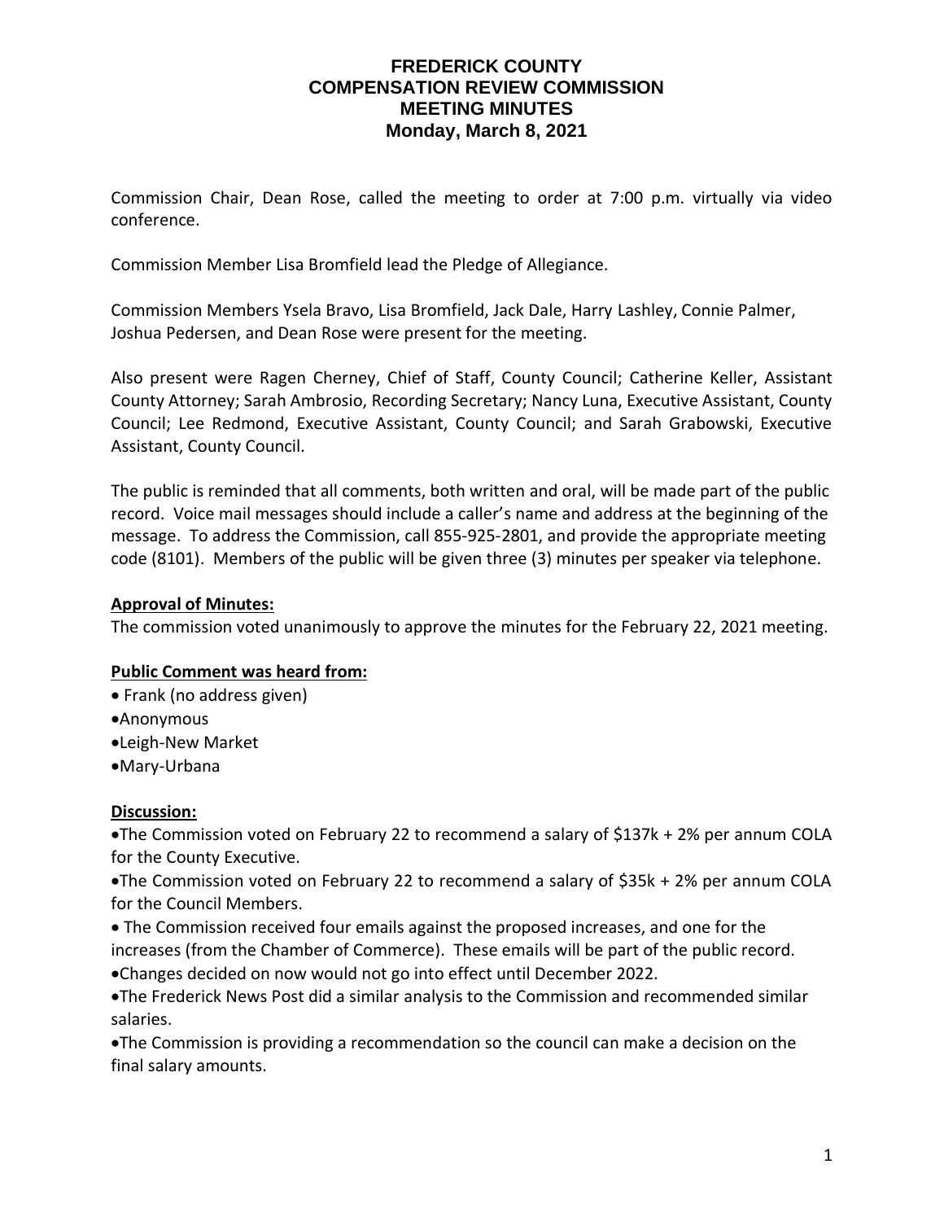# FREDERICK COUNTY
# COMPENSATION REVIEW COMMISSION
# MEETING MINUTES
# Monday, March 8, 2021

Commission Chair, Dean Rose, called the meeting to order at 7:00 p.m. virtually via video conference.

Commission Member Lisa Bromfield lead the Pledge of Allegiance.

Commission Members Ysela Bravo, Lisa Bromfield, Jack Dale, Harry Lashley, Connie Palmer, Joshua Pedersen, and Dean Rose were present for the meeting.

Also present were Ragen Cherney, Chief of Staff, County Council; Catherine Keller, Assistant County Attorney; Sarah Ambrosio, Recording Secretary; Nancy Luna, Executive Assistant, County Council; Lee Redmond, Executive Assistant, County Council; and Sarah Grabowski, Executive Assistant, County Council.

The public is reminded that all comments, both written and oral, will be made part of the public record. Voice mail messages should include a caller's name and address at the beginning of the message. To address the Commission, call 855-925-2801, and provide the appropriate meeting code (8101). Members of the public will be given three (3) minutes per speaker via telephone.

**Approval of Minutes:**

The commission voted unanimously to approve the minutes for the February 22, 2021 meeting.

**Public Comment was heard from:**

- Frank (no address given)
- Anonymous
- Leigh-New Market
- Mary-Urbana

**Discussion:**

- The Commission voted on February 22 to recommend a salary of $137k + 2% per annum COLA for the County Executive.
- The Commission voted on February 22 to recommend a salary of $35k + 2% per annum COLA for the Council Members.
- The Commission received four emails against the proposed increases, and one for the increases (from the Chamber of Commerce). These emails will be part of the public record.
- Changes decided on now would not go into effect until December 2022.
- The Frederick News Post did a similar analysis to the Commission and recommended similar salaries.
- The Commission is providing a recommendation so the council can make a decision on the final salary amounts.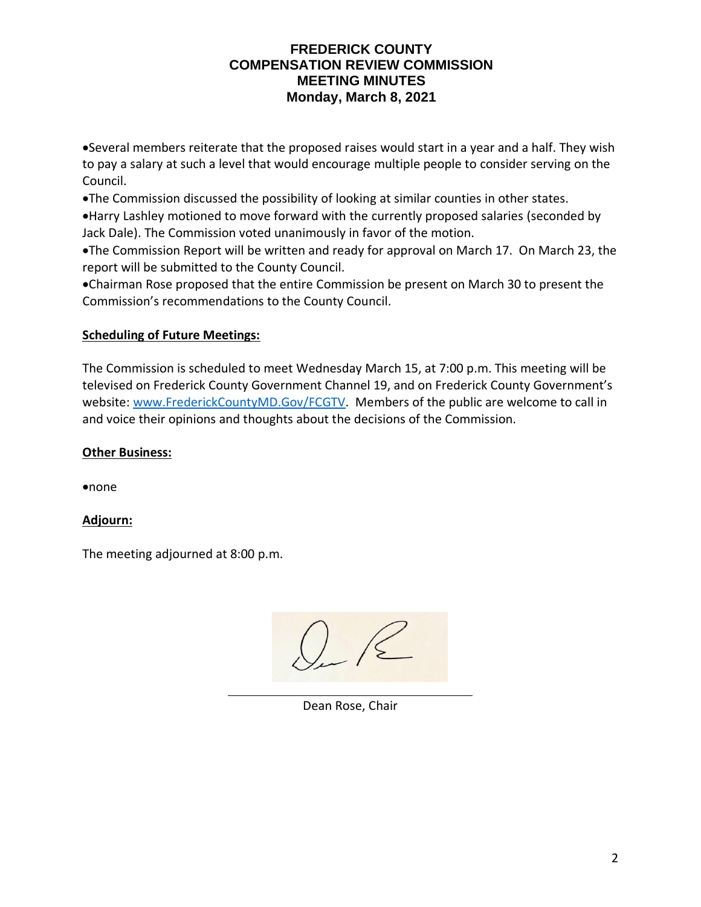# FREDERICK COUNTY
# COMPENSATION REVIEW COMMISSION
# MEETING MINUTES
# Monday, March 8, 2021

- Several members reiterate that the proposed raises would start in a year and a half. They wish to pay a salary at such a level that would encourage multiple people to consider serving on the Council.
- The Commission discussed the possibility of looking at similar counties in other states.
- Harry Lashley motioned to move forward with the currently proposed salaries (seconded by Jack Dale). The Commission voted unanimously in favor of the motion.
- The Commission Report will be written and ready for approval on March 17. On March 23, the report will be submitted to the County Council.
- Chairman Rose proposed that the entire Commission be present on March 30 to present the Commission's recommendations to the County Council.

**Scheduling of Future Meetings:**

The Commission is scheduled to meet Wednesday March 15, at 7:00 p.m. This meeting will be televised on Frederick County Government Channel 19, and on Frederick County Government's website: www.FrederickCountyMD.Gov/FCGTV. Members of the public are welcome to call in and voice their opinions and thoughts about the decisions of the Commission.

**Other Business:**

- none

**Adjourn:**

The meeting adjourned at 8:00 p.m.

Dean Rose, Chair